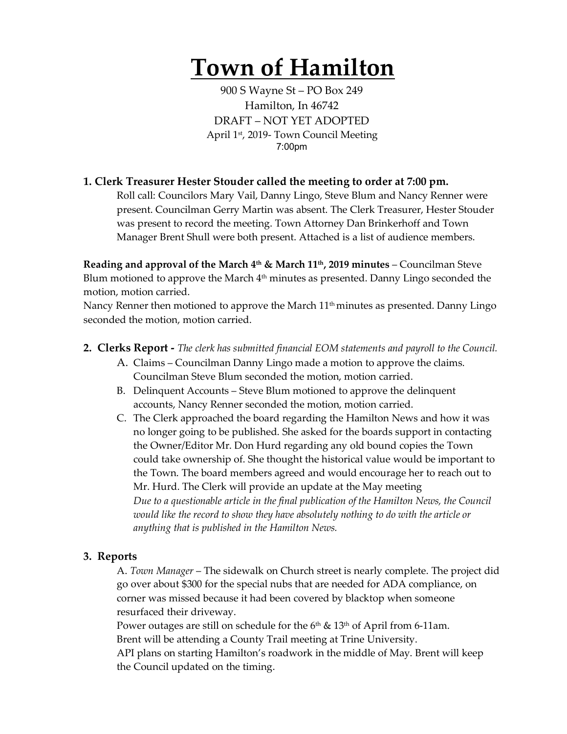# Town of Hamilton

900 S Wayne St – PO Box 249
Hamilton, In 46742
DRAFT – NOT YET ADOPTED
April 1st, 2019- Town Council Meeting
7:00pm

### 1. Clerk Treasurer Hester Stouder called the meeting to order at 7:00 pm.

Roll call: Councilors Mary Vail, Danny Lingo, Steve Blum and Nancy Renner were present. Councilman Gerry Martin was absent. The Clerk Treasurer, Hester Stouder was present to record the meeting. Town Attorney Dan Brinkerhoff and Town Manager Brent Shull were both present. Attached is a list of audience members.

**Reading and approval of the March 4th & March 11th, 2019 minutes** – Councilman Steve Blum motioned to approve the March 4th minutes as presented. Danny Lingo seconded the motion, motion carried.

Nancy Renner then motioned to approve the March 11th minutes as presented. Danny Lingo seconded the motion, motion carried.

### 2. Clerks Report - *The clerk has submitted financial EOM statements and payroll to the Council.*

A. Claims – Councilman Danny Lingo made a motion to approve the claims. Councilman Steve Blum seconded the motion, motion carried.

B. Delinquent Accounts – Steve Blum motioned to approve the delinquent accounts, Nancy Renner seconded the motion, motion carried.

C. The Clerk approached the board regarding the Hamilton News and how it was no longer going to be published. She asked for the boards support in contacting the Owner/Editor Mr. Don Hurd regarding any old bound copies the Town could take ownership of. She thought the historical value would be important to the Town. The board members agreed and would encourage her to reach out to Mr. Hurd. The Clerk will provide an update at the May meeting

*Due to a questionable article in the final publication of the Hamilton News, the Council would like the record to show they have absolutely nothing to do with the article or anything that is published in the Hamilton News.*

### 3. Reports

A. *Town Manager* – The sidewalk on Church street is nearly complete. The project did go over about $300 for the special nubs that are needed for ADA compliance, on corner was missed because it had been covered by blacktop when someone resurfaced their driveway.

Power outages are still on schedule for the 6th & 13th of April from 6-11am.

Brent will be attending a County Trail meeting at Trine University.

API plans on starting Hamilton's roadwork in the middle of May. Brent will keep the Council updated on the timing.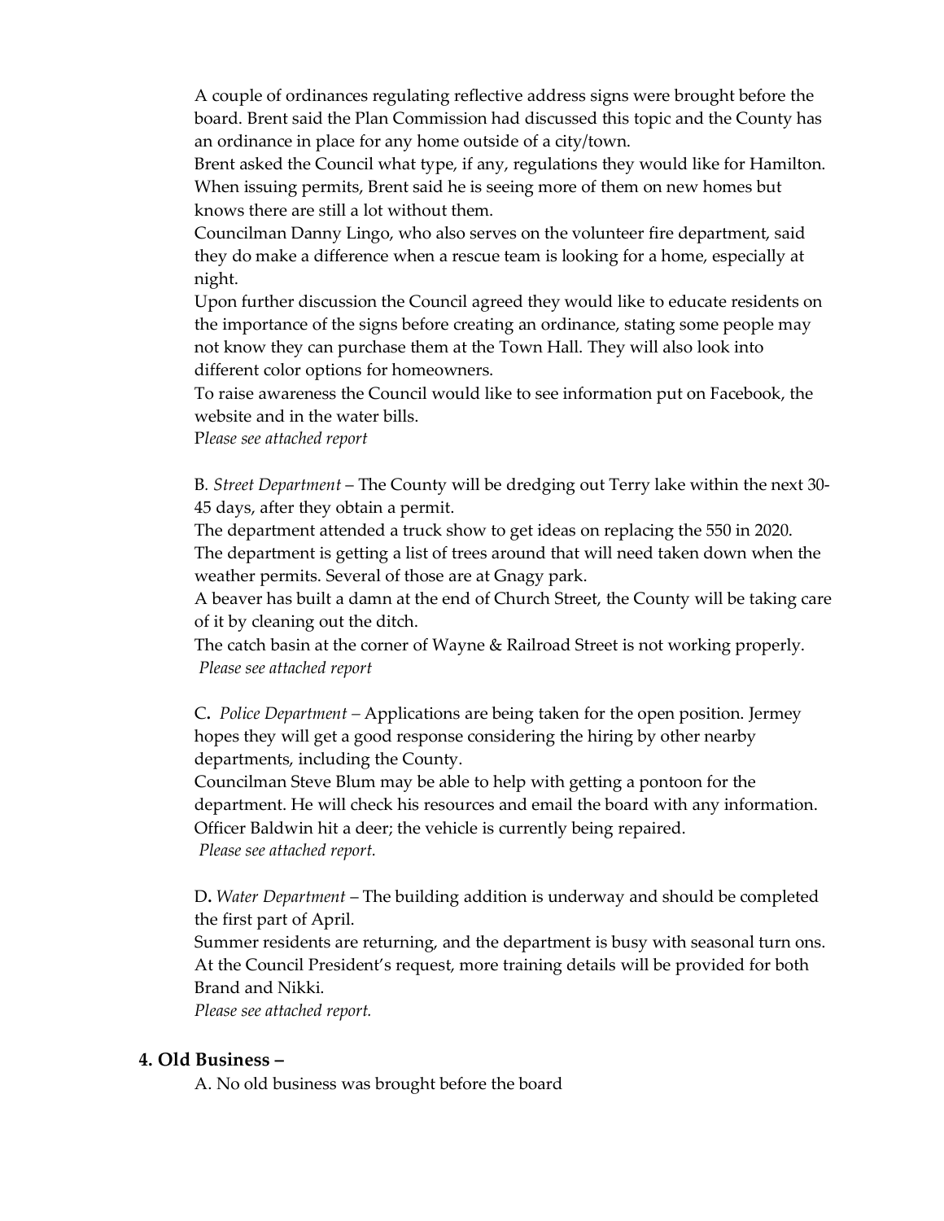A couple of ordinances regulating reflective address signs were brought before the board. Brent said the Plan Commission had discussed this topic and the County has an ordinance in place for any home outside of a city/town.
Brent asked the Council what type, if any, regulations they would like for Hamilton. When issuing permits, Brent said he is seeing more of them on new homes but knows there are still a lot without them.
Councilman Danny Lingo, who also serves on the volunteer fire department, said they do make a difference when a rescue team is looking for a home, especially at night.
Upon further discussion the Council agreed they would like to educate residents on the importance of the signs before creating an ordinance, stating some people may not know they can purchase them at the Town Hall. They will also look into different color options for homeowners.
To raise awareness the Council would like to see information put on Facebook, the website and in the water bills.
P*lease see attached report*

B. *Street Department* – The County will be dredging out Terry lake within the next 30-45 days, after they obtain a permit.
The department attended a truck show to get ideas on replacing the 550 in 2020.
The department is getting a list of trees around that will need taken down when the weather permits. Several of those are at Gnagy park.
A beaver has built a damn at the end of Church Street, the County will be taking care of it by cleaning out the ditch.
The catch basin at the corner of Wayne & Railroad Street is not working properly.
*Please see attached report*

C**.** *Police Department* – Applications are being taken for the open position. Jermey hopes they will get a good response considering the hiring by other nearby departments, including the County.
Councilman Steve Blum may be able to help with getting a pontoon for the department. He will check his resources and email the board with any information.
Officer Baldwin hit a deer; the vehicle is currently being repaired.
*Please see attached report.*

D**.** *Water Department* – The building addition is underway and should be completed the first part of April.
Summer residents are returning, and the department is busy with seasonal turn ons.
At the Council President's request, more training details will be provided for both Brand and Nikki.
*Please see attached report.*

### 4. Old Business –

A. No old business was brought before the board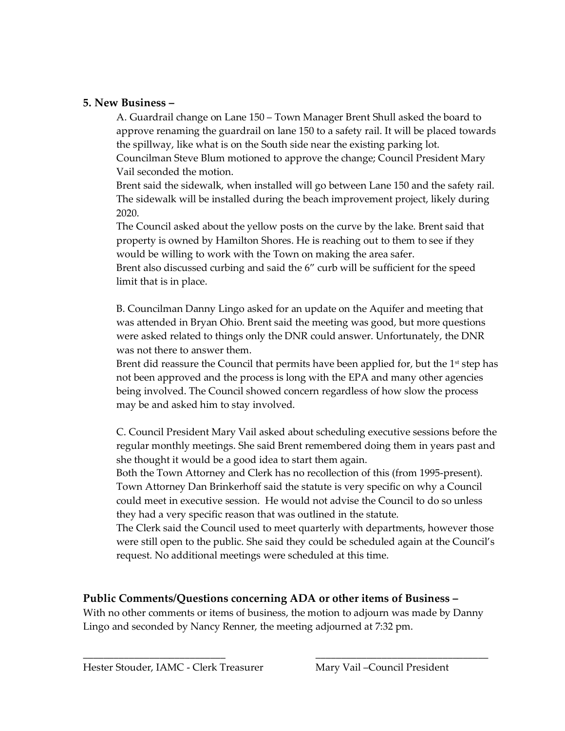**5. New Business –**

A. Guardrail change on Lane 150 – Town Manager Brent Shull asked the board to approve renaming the guardrail on lane 150 to a safety rail. It will be placed towards the spillway, like what is on the South side near the existing parking lot.
Councilman Steve Blum motioned to approve the change; Council President Mary Vail seconded the motion.
Brent said the sidewalk, when installed will go between Lane 150 and the safety rail. The sidewalk will be installed during the beach improvement project, likely during 2020.
The Council asked about the yellow posts on the curve by the lake. Brent said that property is owned by Hamilton Shores. He is reaching out to them to see if they would be willing to work with the Town on making the area safer.
Brent also discussed curbing and said the 6" curb will be sufficient for the speed limit that is in place.

B. Councilman Danny Lingo asked for an update on the Aquifer and meeting that was attended in Bryan Ohio. Brent said the meeting was good, but more questions were asked related to things only the DNR could answer. Unfortunately, the DNR was not there to answer them.
Brent did reassure the Council that permits have been applied for, but the 1st step has not been approved and the process is long with the EPA and many other agencies being involved. The Council showed concern regardless of how slow the process may be and asked him to stay involved.

C. Council President Mary Vail asked about scheduling executive sessions before the regular monthly meetings. She said Brent remembered doing them in years past and she thought it would be a good idea to start them again.
Both the Town Attorney and Clerk has no recollection of this (from 1995-present). Town Attorney Dan Brinkerhoff said the statute is very specific on why a Council could meet in executive session. He would not advise the Council to do so unless they had a very specific reason that was outlined in the statute.
The Clerk said the Council used to meet quarterly with departments, however those were still open to the public. She said they could be scheduled again at the Council's request. No additional meetings were scheduled at this time.

### Public Comments/Questions concerning ADA or other items of Business –

With no other comments or items of business, the motion to adjourn was made by Danny Lingo and seconded by Nancy Renner, the meeting adjourned at 7:32 pm.

_____________________________ _____________________________

Hester Stouder, IAMC - Clerk Treasurer Mary Vail –Council President